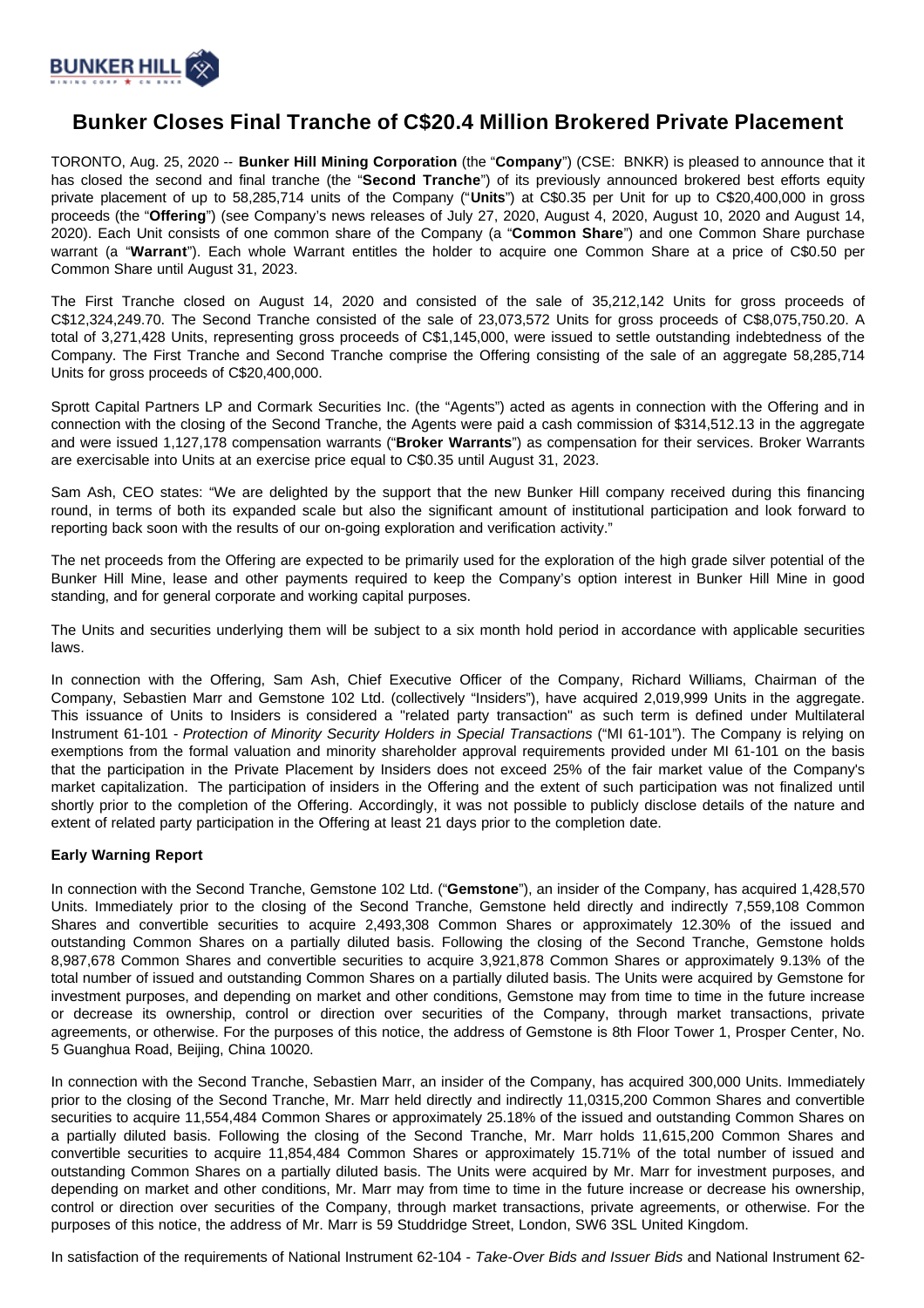# Bunker Closes Final Tranche of C$20.4 Million Brokered Private Placement

TORONTO, Aug. 25, 2020 -- **Bunker Hill Mining Corporation** (the "**Company**") (CSE: BNKR) is pleased to announce that it has closed the second and final tranche (the "**Second Tranche**") of its previously announced brokered best efforts equity private placement of up to 58,285,714 units of the Company ("**Units**") at C$0.35 per Unit for up to C$20,400,000 in gross proceeds (the "**Offering**") (see Company's news releases of July 27, 2020, August 4, 2020, August 10, 2020 and August 14, 2020). Each Unit consists of one common share of the Company (a "**Common Share**") and one Common Share purchase warrant (a "**Warrant**"). Each whole Warrant entitles the holder to acquire one Common Share at a price of C$0.50 per Common Share until August 31, 2023.

The First Tranche closed on August 14, 2020 and consisted of the sale of 35,212,142 Units for gross proceeds of C$12,324,249.70. The Second Tranche consisted of the sale of 23,073,572 Units for gross proceeds of C$8,075,750.20. A total of 3,271,428 Units, representing gross proceeds of C$1,145,000, were issued to settle outstanding indebtedness of the Company. The First Tranche and Second Tranche comprise the Offering consisting of the sale of an aggregate 58,285,714 Units for gross proceeds of C$20,400,000.

Sprott Capital Partners LP and Cormark Securities Inc. (the "Agents") acted as agents in connection with the Offering and in connection with the closing of the Second Tranche, the Agents were paid a cash commission of $314,512.13 in the aggregate and were issued 1,127,178 compensation warrants ("**Broker Warrants**") as compensation for their services. Broker Warrants are exercisable into Units at an exercise price equal to C$0.35 until August 31, 2023.

Sam Ash, CEO states: "We are delighted by the support that the new Bunker Hill company received during this financing round, in terms of both its expanded scale but also the significant amount of institutional participation and look forward to reporting back soon with the results of our on-going exploration and verification activity."

The net proceeds from the Offering are expected to be primarily used for the exploration of the high grade silver potential of the Bunker Hill Mine, lease and other payments required to keep the Company's option interest in Bunker Hill Mine in good standing, and for general corporate and working capital purposes.

The Units and securities underlying them will be subject to a six month hold period in accordance with applicable securities laws.

In connection with the Offering, Sam Ash, Chief Executive Officer of the Company, Richard Williams, Chairman of the Company, Sebastien Marr and Gemstone 102 Ltd. (collectively "Insiders"), have acquired 2,019,999 Units in the aggregate. This issuance of Units to Insiders is considered a "related party transaction" as such term is defined under Multilateral Instrument 61-101 - *Protection of Minority Security Holders in Special Transactions* ("MI 61-101"). The Company is relying on exemptions from the formal valuation and minority shareholder approval requirements provided under MI 61-101 on the basis that the participation in the Private Placement by Insiders does not exceed 25% of the fair market value of the Company's market capitalization. The participation of insiders in the Offering and the extent of such participation was not finalized until shortly prior to the completion of the Offering. Accordingly, it was not possible to publicly disclose details of the nature and extent of related party participation in the Offering at least 21 days prior to the completion date.

**Early Warning Report**

In connection with the Second Tranche, Gemstone 102 Ltd. ("**Gemstone**"), an insider of the Company, has acquired 1,428,570 Units. Immediately prior to the closing of the Second Tranche, Gemstone held directly and indirectly 7,559,108 Common Shares and convertible securities to acquire 2,493,308 Common Shares or approximately 12.30% of the issued and outstanding Common Shares on a partially diluted basis. Following the closing of the Second Tranche, Gemstone holds 8,987,678 Common Shares and convertible securities to acquire 3,921,878 Common Shares or approximately 9.13% of the total number of issued and outstanding Common Shares on a partially diluted basis. The Units were acquired by Gemstone for investment purposes, and depending on market and other conditions, Gemstone may from time to time in the future increase or decrease its ownership, control or direction over securities of the Company, through market transactions, private agreements, or otherwise. For the purposes of this notice, the address of Gemstone is 8th Floor Tower 1, Prosper Center, No. 5 Guanghua Road, Beijing, China 10020.

In connection with the Second Tranche, Sebastien Marr, an insider of the Company, has acquired 300,000 Units. Immediately prior to the closing of the Second Tranche, Mr. Marr held directly and indirectly 11,0315,200 Common Shares and convertible securities to acquire 11,554,484 Common Shares or approximately 25.18% of the issued and outstanding Common Shares on a partially diluted basis. Following the closing of the Second Tranche, Mr. Marr holds 11,615,200 Common Shares and convertible securities to acquire 11,854,484 Common Shares or approximately 15.71% of the total number of issued and outstanding Common Shares on a partially diluted basis. The Units were acquired by Mr. Marr for investment purposes, and depending on market and other conditions, Mr. Marr may from time to time in the future increase or decrease his ownership, control or direction over securities of the Company, through market transactions, private agreements, or otherwise. For the purposes of this notice, the address of Mr. Marr is 59 Studdridge Street, London, SW6 3SL United Kingdom.

In satisfaction of the requirements of National Instrument 62-104 - *Take-Over Bids and Issuer Bids* and National Instrument 62-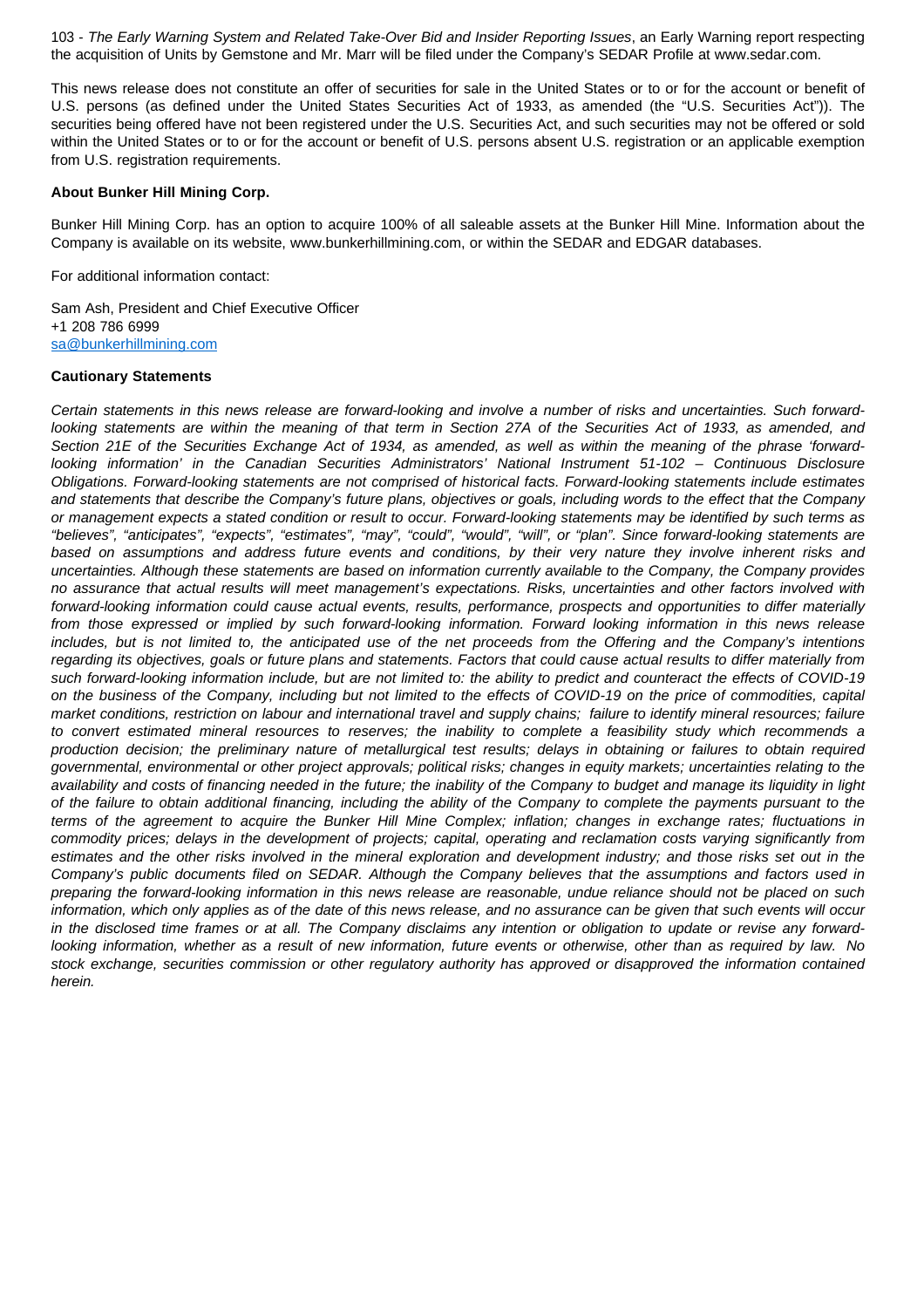103 - *The Early Warning System and Related Take-Over Bid and Insider Reporting Issues*, an Early Warning report respecting the acquisition of Units by Gemstone and Mr. Marr will be filed under the Company's SEDAR Profile at www.sedar.com.

This news release does not constitute an offer of securities for sale in the United States or to or for the account or benefit of U.S. persons (as defined under the United States Securities Act of 1933, as amended (the "U.S. Securities Act")). The securities being offered have not been registered under the U.S. Securities Act, and such securities may not be offered or sold within the United States or to or for the account or benefit of U.S. persons absent U.S. registration or an applicable exemption from U.S. registration requirements.

**About Bunker Hill Mining Corp.**

Bunker Hill Mining Corp. has an option to acquire 100% of all saleable assets at the Bunker Hill Mine. Information about the Company is available on its website, www.bunkerhillmining.com, or within the SEDAR and EDGAR databases.

For additional information contact:

Sam Ash, President and Chief Executive Officer
+1 208 786 6999
sa@bunkerhillmining.com

**Cautionary Statements**

*Certain statements in this news release are forward-looking and involve a number of risks and uncertainties. Such forward-looking statements are within the meaning of that term in Section 27A of the Securities Act of 1933, as amended, and Section 21E of the Securities Exchange Act of 1934, as amended, as well as within the meaning of the phrase 'forward-looking information' in the Canadian Securities Administrators' National Instrument 51-102 – Continuous Disclosure Obligations. Forward-looking statements are not comprised of historical facts. Forward-looking statements include estimates and statements that describe the Company's future plans, objectives or goals, including words to the effect that the Company or management expects a stated condition or result to occur. Forward-looking statements may be identified by such terms as "believes", "anticipates", "expects", "estimates", "may", "could", "would", "will", or "plan". Since forward-looking statements are based on assumptions and address future events and conditions, by their very nature they involve inherent risks and uncertainties. Although these statements are based on information currently available to the Company, the Company provides no assurance that actual results will meet management's expectations. Risks, uncertainties and other factors involved with forward-looking information could cause actual events, results, performance, prospects and opportunities to differ materially from those expressed or implied by such forward-looking information. Forward looking information in this news release includes, but is not limited to, the anticipated use of the net proceeds from the Offering and the Company's intentions regarding its objectives, goals or future plans and statements. Factors that could cause actual results to differ materially from such forward-looking information include, but are not limited to: the ability to predict and counteract the effects of COVID-19 on the business of the Company, including but not limited to the effects of COVID-19 on the price of commodities, capital market conditions, restriction on labour and international travel and supply chains; failure to identify mineral resources; failure to convert estimated mineral resources to reserves; the inability to complete a feasibility study which recommends a production decision; the preliminary nature of metallurgical test results; delays in obtaining or failures to obtain required governmental, environmental or other project approvals; political risks; changes in equity markets; uncertainties relating to the availability and costs of financing needed in the future; the inability of the Company to budget and manage its liquidity in light of the failure to obtain additional financing, including the ability of the Company to complete the payments pursuant to the terms of the agreement to acquire the Bunker Hill Mine Complex; inflation; changes in exchange rates; fluctuations in commodity prices; delays in the development of projects; capital, operating and reclamation costs varying significantly from estimates and the other risks involved in the mineral exploration and development industry; and those risks set out in the Company's public documents filed on SEDAR. Although the Company believes that the assumptions and factors used in preparing the forward-looking information in this news release are reasonable, undue reliance should not be placed on such information, which only applies as of the date of this news release, and no assurance can be given that such events will occur in the disclosed time frames or at all. The Company disclaims any intention or obligation to update or revise any forward-looking information, whether as a result of new information, future events or otherwise, other than as required by law. No stock exchange, securities commission or other regulatory authority has approved or disapproved the information contained herein.*